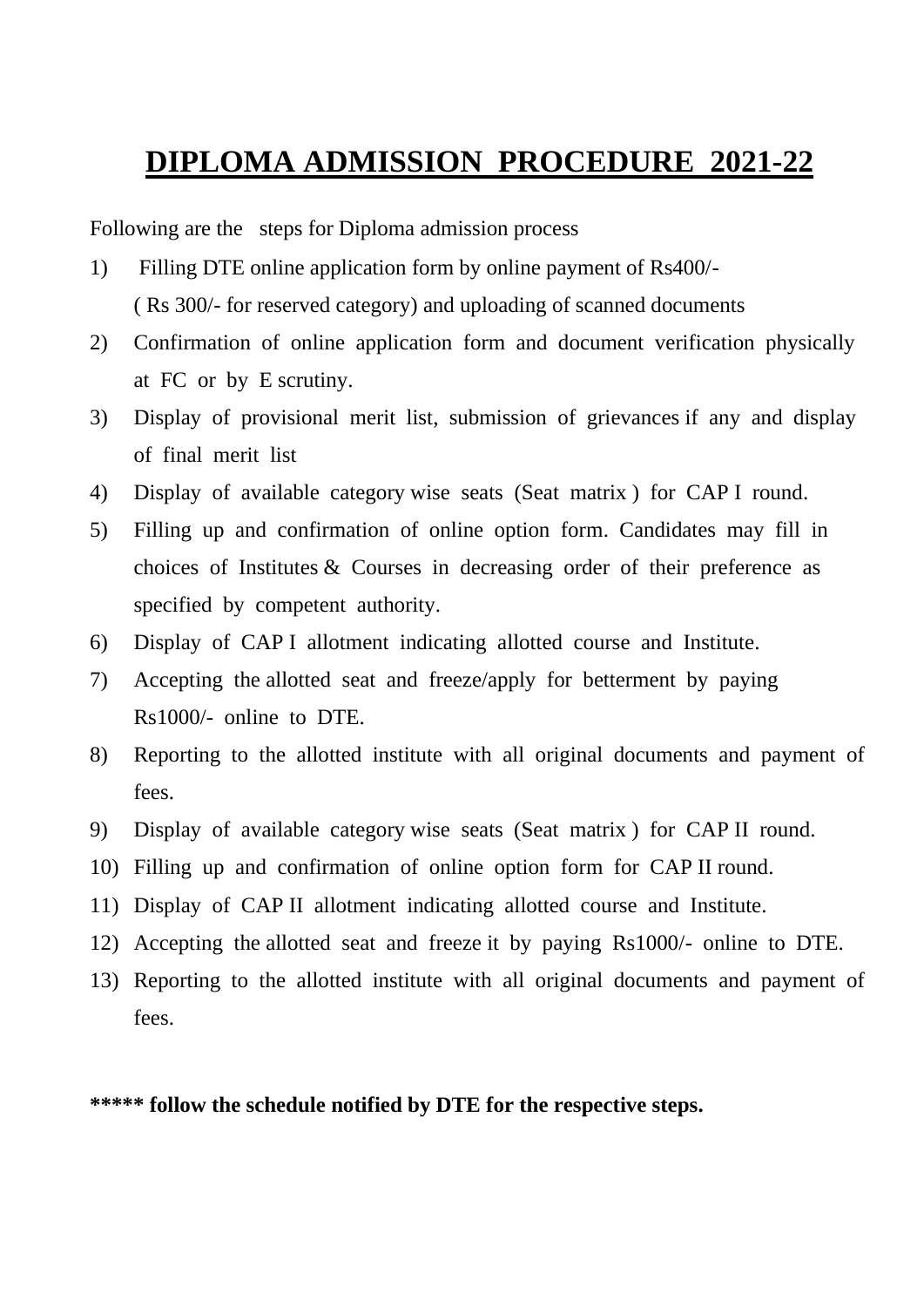# DIPLOMA ADMISSION PROCEDURE 2021-22

Following are the steps for Diploma admission process

1) Filling DTE online application form by online payment of Rs400/- ( Rs 300/- for reserved category) and uploading of scanned documents
2) Confirmation of online application form and document verification physically at FC or by E scrutiny.
3) Display of provisional merit list, submission of grievances if any and display of final merit list
4) Display of available category wise seats (Seat matrix ) for CAP I round.
5) Filling up and confirmation of online option form. Candidates may fill in choices of Institutes & Courses in decreasing order of their preference as specified by competent authority.
6) Display of CAP I allotment indicating allotted course and Institute.
7) Accepting the allotted seat and freeze/apply for betterment by paying Rs1000/- online to DTE.
8) Reporting to the allotted institute with all original documents and payment of fees.
9) Display of available category wise seats (Seat matrix ) for CAP II round.
10) Filling up and confirmation of online option form for CAP II round.
11) Display of CAP II allotment indicating allotted course and Institute.
12) Accepting the allotted seat and freeze it by paying Rs1000/- online to DTE.
13) Reporting to the allotted institute with all original documents and payment of fees.

**\*\*\*\*\* follow the schedule notified by DTE for the respective steps.**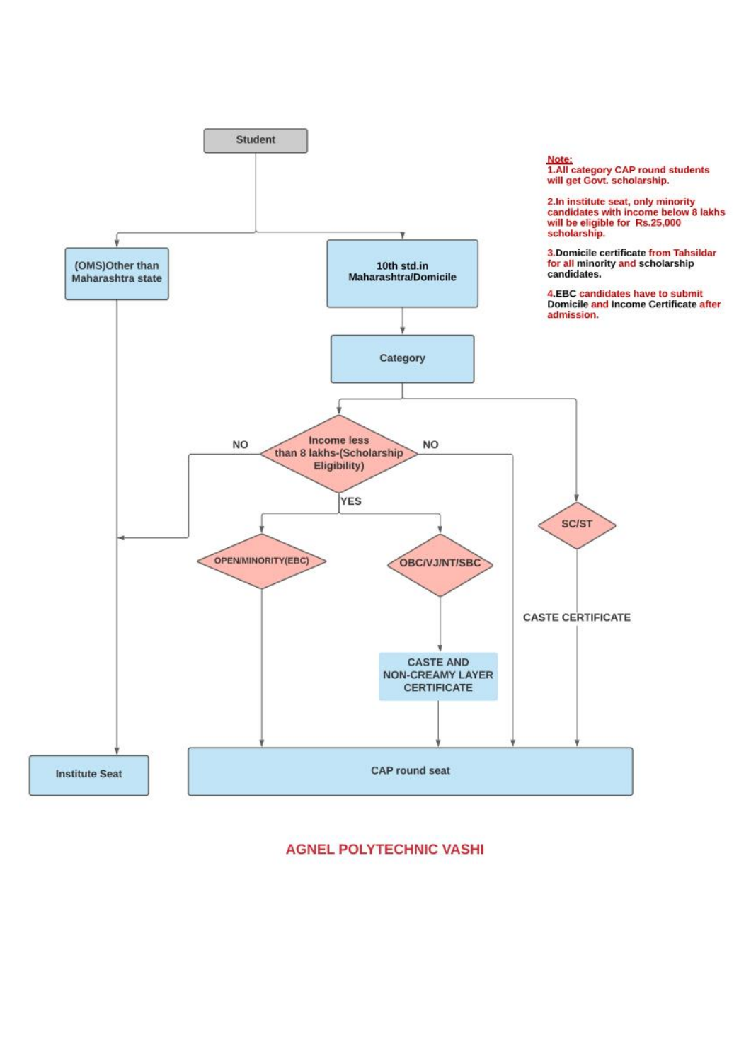Student

(OMS)Other than Maharashtra state

10th std.in Maharashtra/Domicile

Category

Income less than 8 lakhs-(Scholarship Eligibility)

NO

NO

YES

OPEN/MINORITY(EBC)

OBC/VJ/NT/SBC

SC/ST

CASTE AND NON-CREAMY LAYER CERTIFICATE

CASTE CERTIFICATE

Institute Seat

CAP round seat

**Note:**

1. All category CAP round students will get Govt. scholarship.
2. In institute seat, only minority candidates with income below 8 lakhs will be eligible for Rs.25,000 scholarship.
3. Domicile certificate from Tahsildar for all minority and scholarship candidates.
4. EBC candidates have to submit Domicile and Income Certificate after admission.

**AGNEL POLYTECHNIC VASHI**